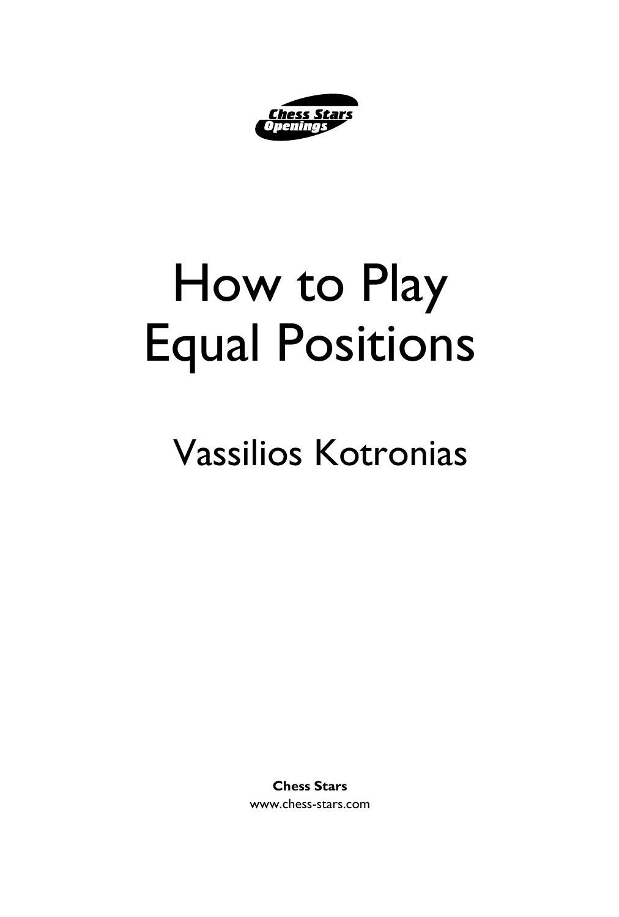Chess Stars Openings

# How to Play Equal Positions

## Vassilios Kotronias

**Chess Stars**
www.chess-stars.com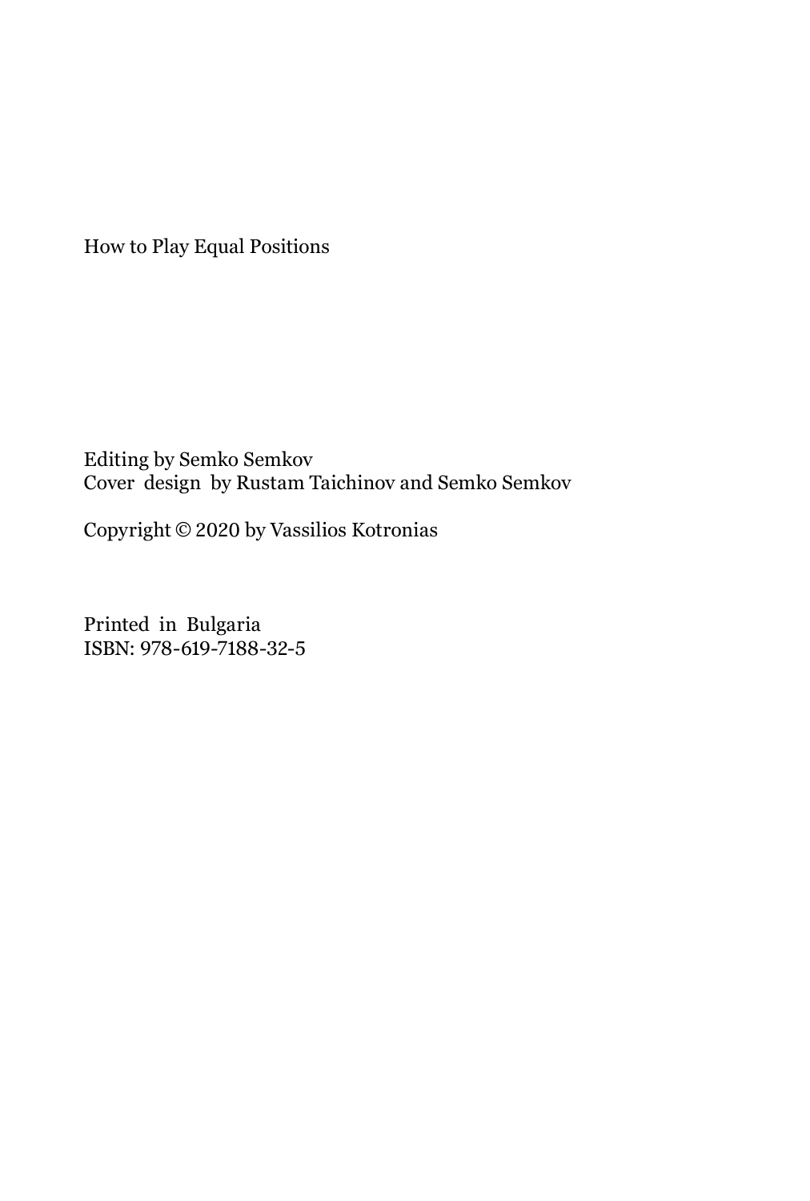How to Play Equal Positions

Editing by Semko Semkov
Cover design by Rustam Taichinov and Semko Semkov

Copyright © 2020 by Vassilios Kotronias

Printed in Bulgaria
ISBN: 978-619-7188-32-5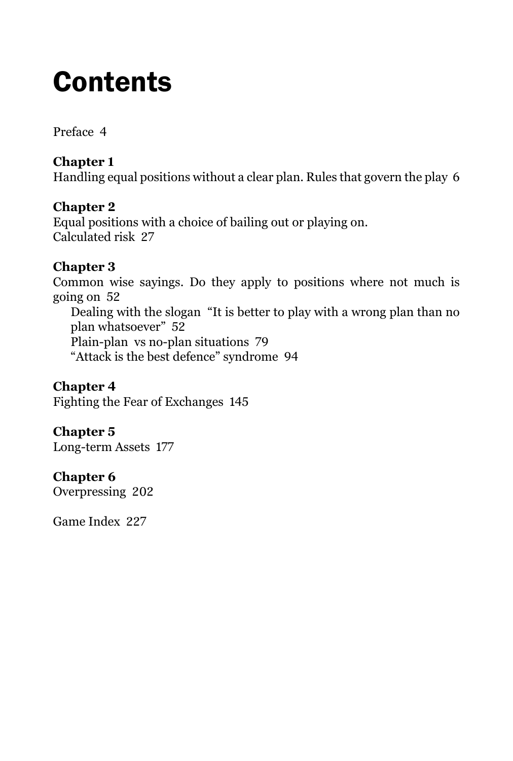# Contents

Preface 4

**Chapter 1**
Handling equal positions without a clear plan. Rules that govern the play 6

**Chapter 2**
Equal positions with a choice of bailing out or playing on.
Calculated risk 27

**Chapter 3**
Common wise sayings. Do they apply to positions where not much is going on 52

- Dealing with the slogan "It is better to play with a wrong plan than no plan whatsoever" 52
- Plain-plan vs no-plan situations 79
- "Attack is the best defence" syndrome 94

**Chapter 4**
Fighting the Fear of Exchanges 145

**Chapter 5**
Long-term Assets 177

**Chapter 6**
Overpressing 202

Game Index 227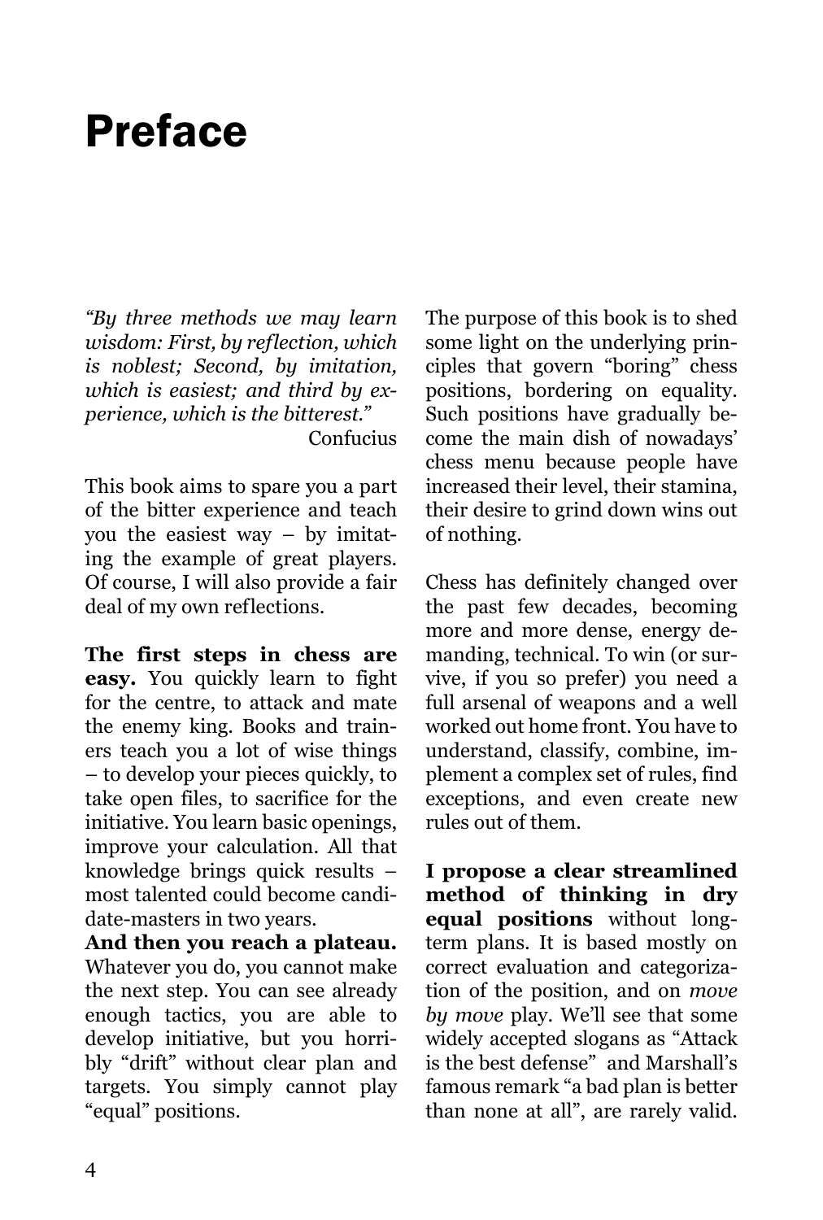# Preface

*"By three methods we may learn wisdom: First, by reflection, which is noblest; Second, by imitation, which is easiest; and third by experience, which is the bitterest."*
Confucius

This book aims to spare you a part of the bitter experience and teach you the easiest way – by imitating the example of great players. Of course, I will also provide a fair deal of my own reflections.

**The first steps in chess are easy.** You quickly learn to fight for the centre, to attack and mate the enemy king. Books and trainers teach you a lot of wise things – to develop your pieces quickly, to take open files, to sacrifice for the initiative. You learn basic openings, improve your calculation. All that knowledge brings quick results – most talented could become candidate-masters in two years.
**And then you reach a plateau.** Whatever you do, you cannot make the next step. You can see already enough tactics, you are able to develop initiative, but you horribly "drift" without clear plan and targets. You simply cannot play "equal" positions.

The purpose of this book is to shed some light on the underlying principles that govern "boring" chess positions, bordering on equality. Such positions have gradually become the main dish of nowadays' chess menu because people have increased their level, their stamina, their desire to grind down wins out of nothing.

Chess has definitely changed over the past few decades, becoming more and more dense, energy demanding, technical. To win (or survive, if you so prefer) you need a full arsenal of weapons and a well worked out home front. You have to understand, classify, combine, implement a complex set of rules, find exceptions, and even create new rules out of them.

**I propose a clear streamlined method of thinking in dry equal positions** without long-term plans. It is based mostly on correct evaluation and categorization of the position, and on *move by move* play. We'll see that some widely accepted slogans as "Attack is the best defense" and Marshall's famous remark "a bad plan is better than none at all", are rarely valid.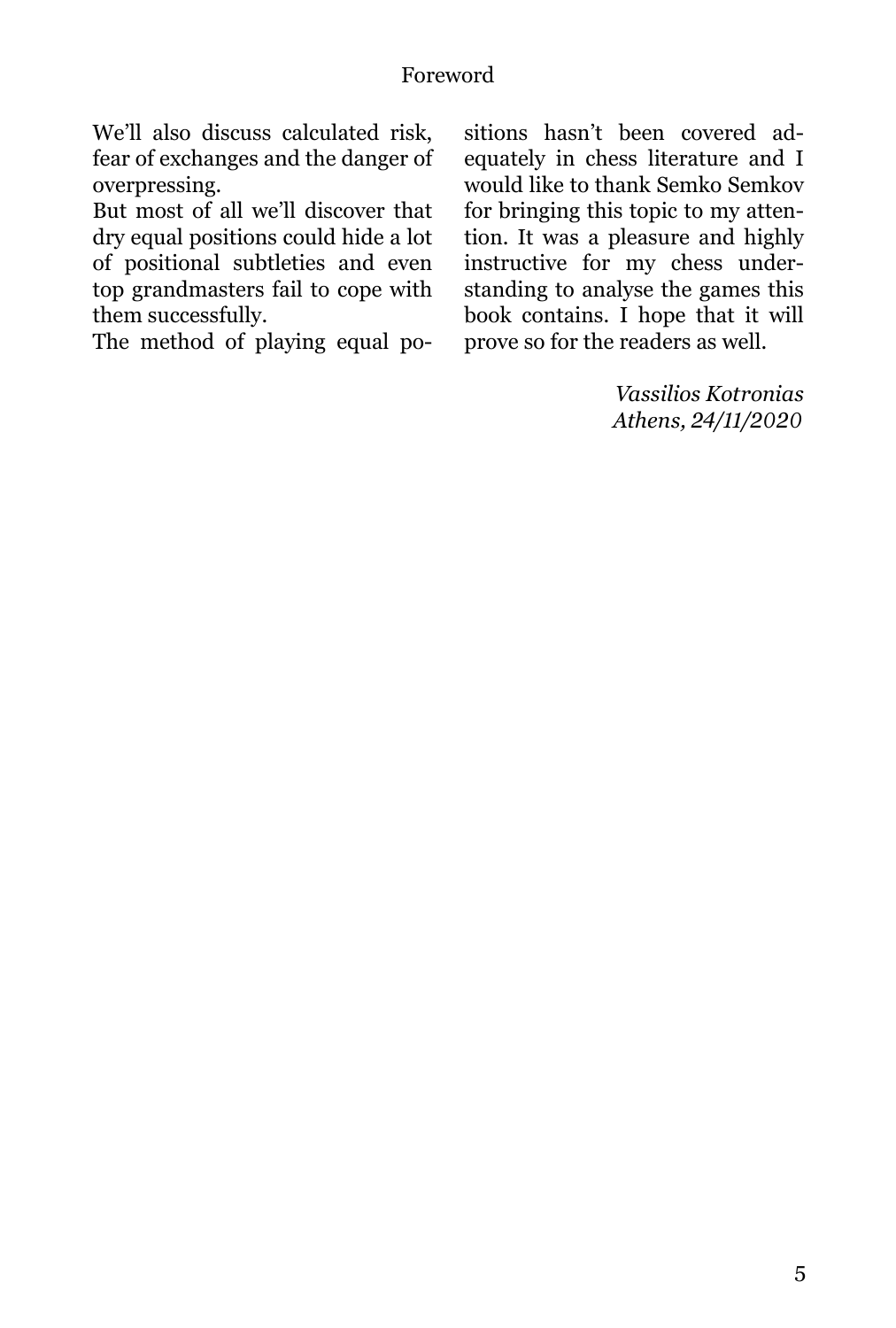We'll also discuss calculated risk, fear of exchanges and the danger of overpressing.

But most of all we'll discover that dry equal positions could hide a lot of positional subtleties and even top grandmasters fail to cope with them successfully.

The method of playing equal positions hasn't been covered adequately in chess literature and I would like to thank Semko Semkov for bringing this topic to my attention. It was a pleasure and highly instructive for my chess understanding to analyse the games this book contains. I hope that it will prove so for the readers as well.

*Vassilios Kotronias*
*Athens, 24/11/2020*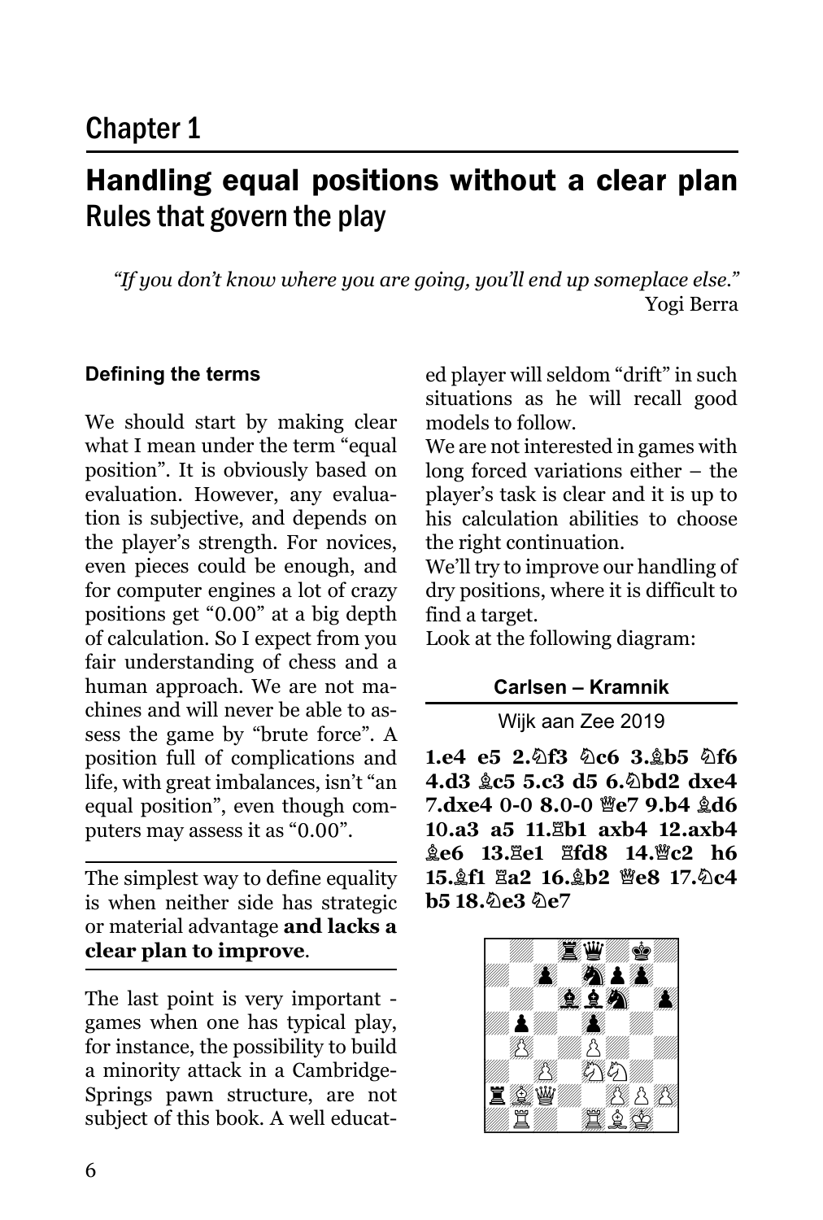# Chapter 1

## Handling equal positions without a clear plan

### Rules that govern the play

*"If you don't know where you are going, you'll end up someplace else."*
Yogi Berra

#### Defining the terms

We should start by making clear what I mean under the term "equal position". It is obviously based on evaluation. However, any evaluation is subjective, and depends on the player's strength. For novices, even pieces could be enough, and for computer engines a lot of crazy positions get "0.00" at a big depth of calculation. So I expect from you fair understanding of chess and a human approach. We are not machines and will never be able to assess the game by "brute force". A position full of complications and life, with great imbalances, isn't "an equal position", even though computers may assess it as "0.00".

---

The simplest way to define equality is when neither side has strategic or material advantage **and lacks a clear plan to improve**.

---

The last point is very important - games when one has typical play, for instance, the possibility to build a minority attack in a Cambridge-Springs pawn structure, are not subject of this book. A well educated player will seldom "drift" in such situations as he will recall good models to follow.

We are not interested in games with long forced variations either – the player's task is clear and it is up to his calculation abilities to choose the right continuation.

We'll try to improve our handling of dry positions, where it is difficult to find a target.

Look at the following diagram:

**Carlsen – Kramnik**

Wijk aan Zee 2019

**1.e4 e5 2.♘f3 ♘c6 3.♗b5 ♘f6 4.d3 ♗c5 5.c3 d5 6.♘bd2 dxe4 7.dxe4 0-0 8.0-0 ♕e7 9.b4 ♗d6 10.a3 a5 11.♖b1 axb4 12.axb4 ♗e6 13.♖e1 ♖fd8 14.♕c2 h6 15.♗f1 ♖a2 16.♗b2 ♕e8 17.♘c4 b5 18.♘e3 ♘e7**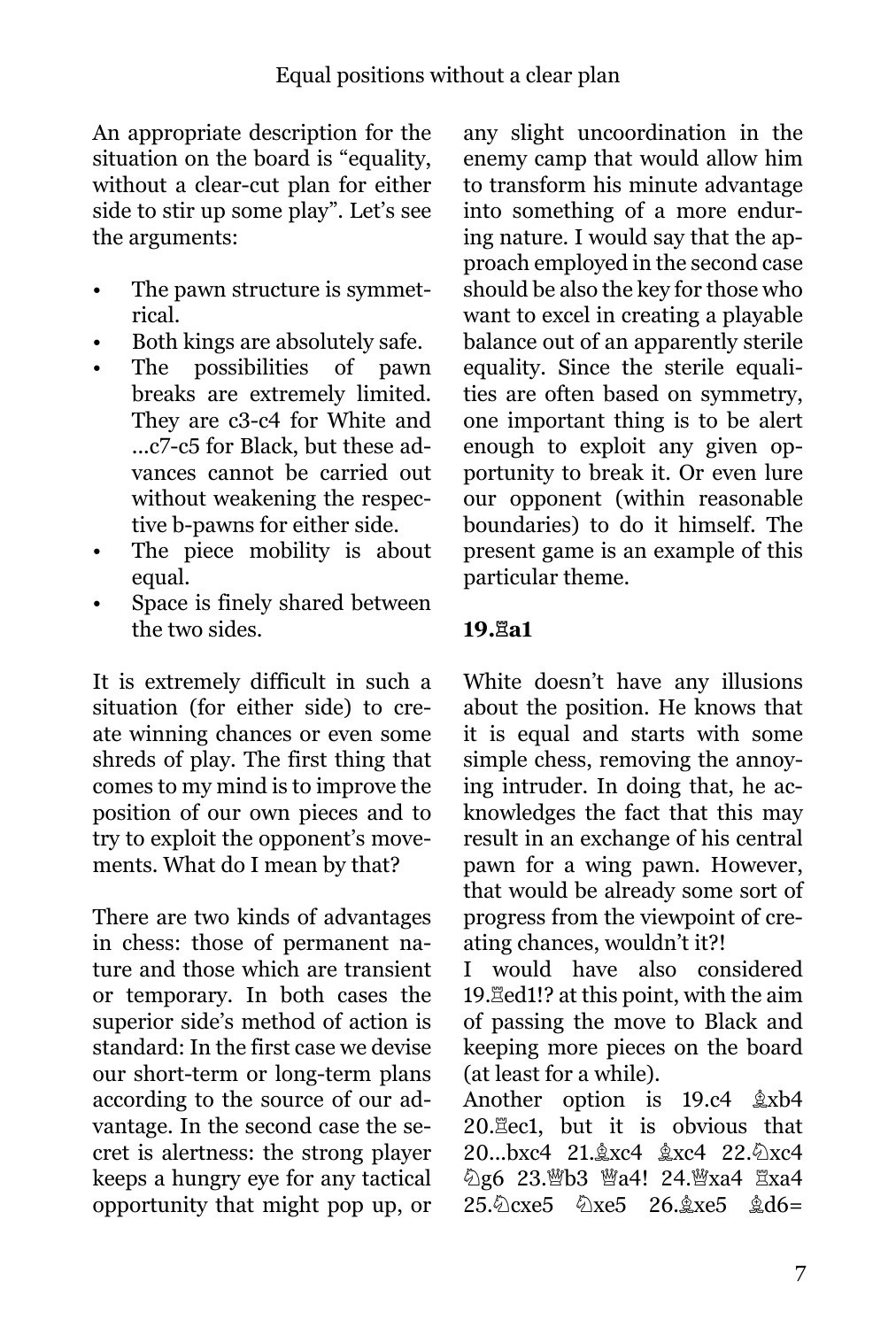An appropriate description for the situation on the board is "equality, without a clear-cut plan for either side to stir up some play". Let's see the arguments:

- The pawn structure is symmetrical.
- Both kings are absolutely safe.
- The possibilities of pawn breaks are extremely limited. They are c3-c4 for White and ...c7-c5 for Black, but these advances cannot be carried out without weakening the respective b-pawns for either side.
- The piece mobility is about equal.
- Space is finely shared between the two sides.

It is extremely difficult in such a situation (for either side) to create winning chances or even some shreds of play. The first thing that comes to my mind is to improve the position of our own pieces and to try to exploit the opponent's movements. What do I mean by that?

There are two kinds of advantages in chess: those of permanent nature and those which are transient or temporary. In both cases the superior side's method of action is standard: In the first case we devise our short-term or long-term plans according to the source of our advantage. In the second case the secret is alertness: the strong player keeps a hungry eye for any tactical opportunity that might pop up, or any slight uncoordination in the enemy camp that would allow him to transform his minute advantage into something of a more enduring nature. I would say that the approach employed in the second case should be also the key for those who want to excel in creating a playable balance out of an apparently sterile equality. Since the sterile equalities are often based on symmetry, one important thing is to be alert enough to exploit any given opportunity to break it. Or even lure our opponent (within reasonable boundaries) to do it himself. The present game is an example of this particular theme.

**19.♖a1**

White doesn't have any illusions about the position. He knows that it is equal and starts with some simple chess, removing the annoying intruder. In doing that, he acknowledges the fact that this may result in an exchange of his central pawn for a wing pawn. However, that would be already some sort of progress from the viewpoint of creating chances, wouldn't it?!

I would have also considered 19.♖ed1!? at this point, with the aim of passing the move to Black and keeping more pieces on the board (at least for a while).

Another option is 19.c4 ♗xb4 20.♖ec1, but it is obvious that 20...bxc4 21.♗xc4 ♗xc4 22.♘xc4 ♘g6 23.♕b3 ♕a4! 24.♕xa4 ♖xa4 25.♘cxe5 ♘xe5 26.♗xe5 ♗d6=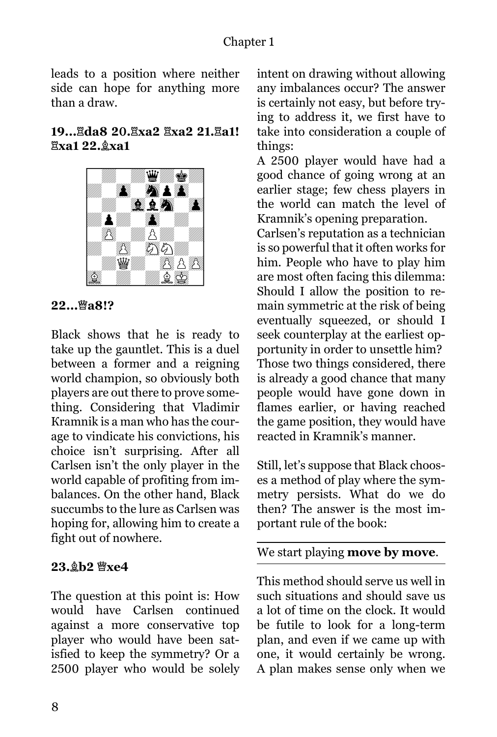leads to a position where neither side can hope for anything more than a draw.

**19...♖da8 20.♖xa2 ♖xa2 21.♖a1! ♖xa1 22.♗xa1**

**22...♕a8!?**

Black shows that he is ready to take up the gauntlet. This is a duel between a former and a reigning world champion, so obviously both players are out there to prove something. Considering that Vladimir Kramnik is a man who has the courage to vindicate his convictions, his choice isn't surprising. After all Carlsen isn't the only player in the world capable of profiting from imbalances. On the other hand, Black succumbs to the lure as Carlsen was hoping for, allowing him to create a fight out of nowhere.

**23.♗b2 ♕xe4**

The question at this point is: How would have Carlsen continued against a more conservative top player who would have been satisfied to keep the symmetry? Or a 2500 player who would be solely intent on drawing without allowing any imbalances occur? The answer is certainly not easy, but before trying to address it, we first have to take into consideration a couple of things:

A 2500 player would have had a good chance of going wrong at an earlier stage; few chess players in the world can match the level of Kramnik's opening preparation.

Carlsen's reputation as a technician is so powerful that it often works for him. People who have to play him are most often facing this dilemma: Should I allow the position to remain symmetric at the risk of being eventually squeezed, or should I seek counterplay at the earliest opportunity in order to unsettle him? Those two things considered, there is already a good chance that many people would have gone down in flames earlier, or having reached the game position, they would have reacted in Kramnik's manner.

Still, let's suppose that Black chooses a method of play where the symmetry persists. What do we do then? The answer is the most important rule of the book:

We start playing **move by move**.

This method should serve us well in such situations and should save us a lot of time on the clock. It would be futile to look for a long-term plan, and even if we came up with one, it would certainly be wrong. A plan makes sense only when we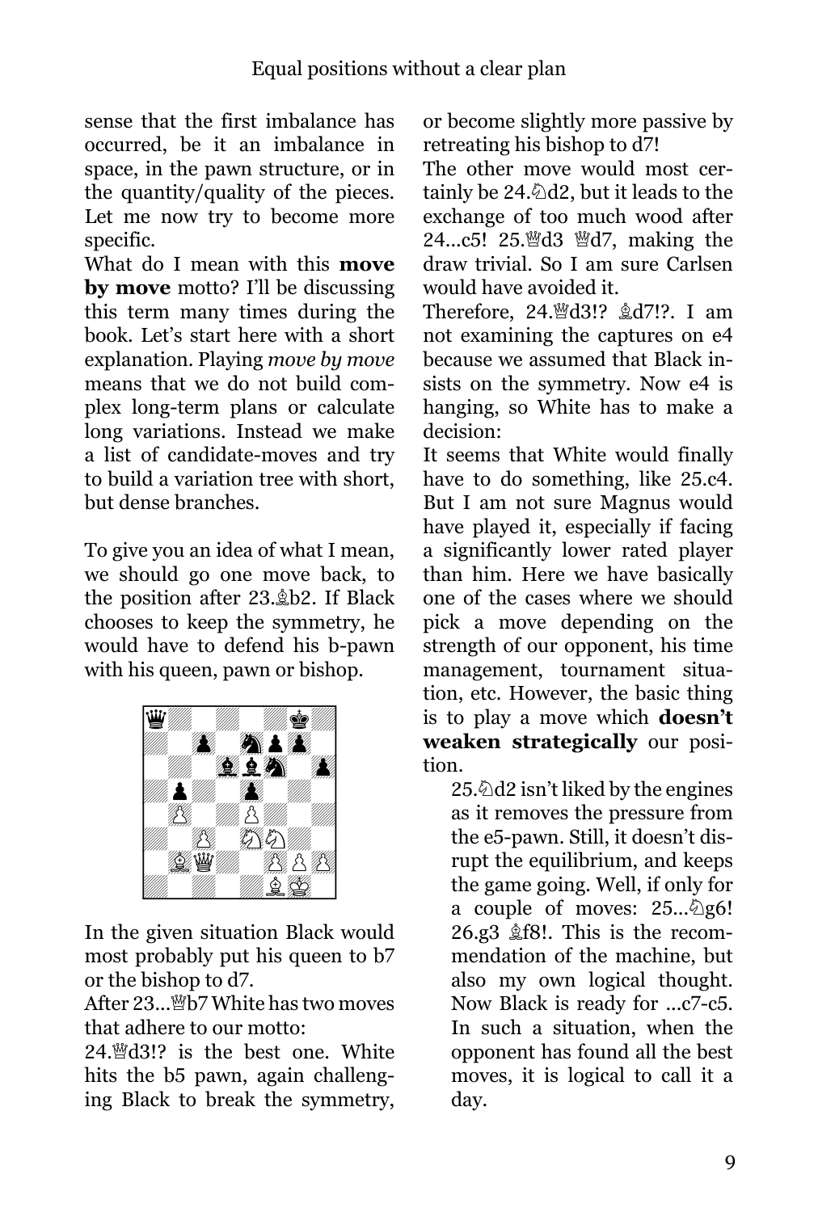sense that the first imbalance has occurred, be it an imbalance in space, in the pawn structure, or in the quantity/quality of the pieces. Let me now try to become more specific.

What do I mean with this **move by move** motto? I'll be discussing this term many times during the book. Let's start here with a short explanation. Playing *move by move* means that we do not build complex long-term plans or calculate long variations. Instead we make a list of candidate-moves and try to build a variation tree with short, but dense branches.

To give you an idea of what I mean, we should go one move back, to the position after 23.♗b2. If Black chooses to keep the symmetry, he would have to defend his b-pawn with his queen, pawn or bishop.

In the given situation Black would most probably put his queen to b7 or the bishop to d7.

After 23...♕b7 White has two moves that adhere to our motto:

24.♕d3!? is the best one. White hits the b5 pawn, again challenging Black to break the symmetry, or become slightly more passive by retreating his bishop to d7!

The other move would most certainly be 24.♘d2, but it leads to the exchange of too much wood after 24...c5! 25.♕d3 ♕d7, making the draw trivial. So I am sure Carlsen would have avoided it.

Therefore, 24.♕d3!? ♗d7!?. I am not examining the captures on e4 because we assumed that Black insists on the symmetry. Now e4 is hanging, so White has to make a decision:

It seems that White would finally have to do something, like 25.c4. But I am not sure Magnus would have played it, especially if facing a significantly lower rated player than him. Here we have basically one of the cases where we should pick a move depending on the strength of our opponent, his time management, tournament situation, etc. However, the basic thing is to play a move which **doesn't weaken strategically** our position.

25.♘d2 isn't liked by the engines as it removes the pressure from the e5-pawn. Still, it doesn't disrupt the equilibrium, and keeps the game going. Well, if only for a couple of moves: 25...♘g6! 26.g3 ♗f8!. This is the recommendation of the machine, but also my own logical thought. Now Black is ready for ...c7-c5. In such a situation, when the opponent has found all the best moves, it is logical to call it a day.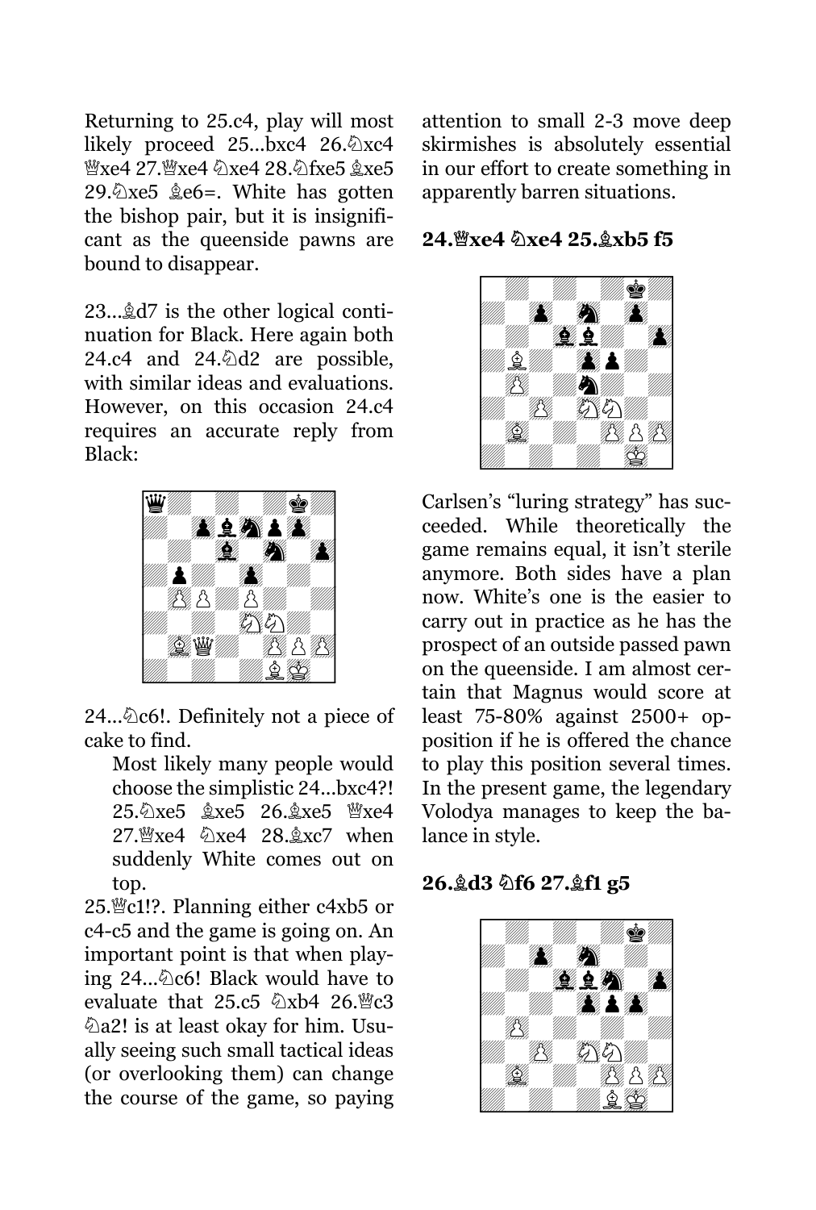Returning to 25.c4, play will most likely proceed 25...bxc4 26.♘xc4 ♕xe4 27.♕xe4 ♘xe4 28.♘fxe5 ♗xe5 29.♘xe5 ♗e6=. White has gotten the bishop pair, but it is insignificant as the queenside pawns are bound to disappear.

23...♗d7 is the other logical continuation for Black. Here again both 24.c4 and 24.♘d2 are possible, with similar ideas and evaluations. However, on this occasion 24.c4 requires an accurate reply from Black:

24...♘c6!. Definitely not a piece of cake to find.

> Most likely many people would choose the simplistic 24...bxc4?! 25.♘xe5 ♗xe5 26.♗xe5 ♕xe4 27.♕xe4 ♘xe4 28.♗xc7 when suddenly White comes out on top.

25.♕c1!?. Planning either c4xb5 or c4-c5 and the game is going on. An important point is that when playing 24...♘c6! Black would have to evaluate that 25.c5 ♘xb4 26.♕c3 ♘a2! is at least okay for him. Usually seeing such small tactical ideas (or overlooking them) can change the course of the game, so paying attention to small 2-3 move deep skirmishes is absolutely essential in our effort to create something in apparently barren situations.

**24.♕xe4 ♘xe4 25.♗xb5 f5**

Carlsen's "luring strategy" has succeeded. While theoretically the game remains equal, it isn't sterile anymore. Both sides have a plan now. White's one is the easier to carry out in practice as he has the prospect of an outside passed pawn on the queenside. I am almost certain that Magnus would score at least 75-80% against 2500+ opposition if he is offered the chance to play this position several times. In the present game, the legendary Volodya manages to keep the balance in style.

**26.♗d3 ♘f6 27.♗f1 g5**